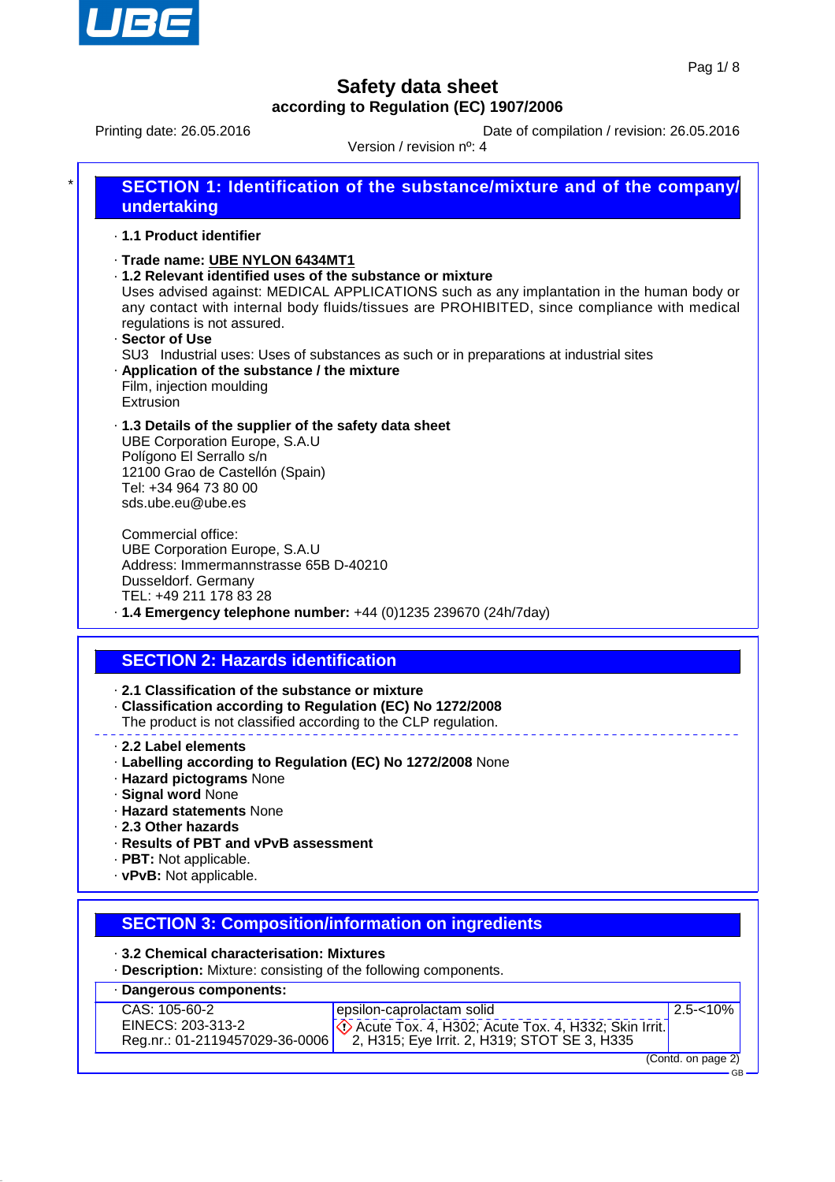# Safety data sheet

**according to Regulation (EC) 1907/2006**

Printing date: 26.05.2016 Date of compilation / revision: 26.05.2016

Version / revision nº: 4

## SECTION 1: Identification of the substance/mixture and of the company/undertaking

· **1.1 Product identifier**

· **Trade name: UBE NYLON 6434MT1**

· **1.2 Relevant identified uses of the substance or mixture**

Uses advised against: MEDICAL APPLICATIONS such as any implantation in the human body or any contact with internal body fluids/tissues are PROHIBITED, since compliance with medical regulations is not assured.

· **Sector of Use**

SU3 Industrial uses: Uses of substances as such or in preparations at industrial sites

· **Application of the substance / the mixture**

Film, injection moulding
Extrusion

· **1.3 Details of the supplier of the safety data sheet**

UBE Corporation Europe, S.A.U
Polígono El Serrallo s/n
12100 Grao de Castellón (Spain)
Tel: +34 964 73 80 00
sds.ube.eu@ube.es

Commercial office:
UBE Corporation Europe, S.A.U
Address: Immermannstrasse 65B D-40210
Dusseldorf. Germany
TEL: +49 211 178 83 28

· **1.4 Emergency telephone number:** +44 (0)1235 239670 (24h/7day)

## SECTION 2: Hazards identification

· **2.1 Classification of the substance or mixture**

· **Classification according to Regulation (EC) No 1272/2008**

The product is not classified according to the CLP regulation.

· **2.2 Label elements**

· **Labelling according to Regulation (EC) No 1272/2008** None

· **Hazard pictograms** None

· **Signal word** None

· **Hazard statements** None

· **2.3 Other hazards**

· **Results of PBT and vPvB assessment**

· **PBT:** Not applicable.

· **vPvB:** Not applicable.

## SECTION 3: Composition/information on ingredients

· **3.2 Chemical characterisation: Mixtures**

· **Description:** Mixture: consisting of the following components.

| · **Dangerous components:** | | |
|---|---|---|
| CAS: 105-60-2<br>EINECS: 203-313-2<br>Reg.nr.: 01-2119457029-36-0006 | epsilon-caprolactam solid<br>Acute Tox. 4, H302; Acute Tox. 4, H332; Skin Irrit. 2, H315; Eye Irrit. 2, H319; STOT SE 3, H335 | 2.5-<10% |

(Contd. on page 2)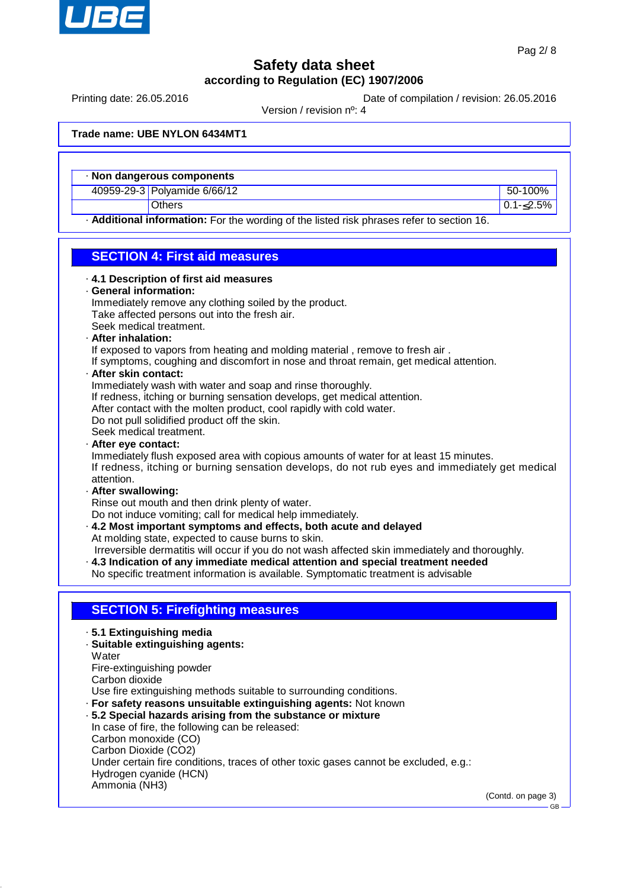**Trade name: UBE NYLON 6434MT1**

· **Non dangerous components**

| | | |
|---|---|---|
| 40959-29-3 | Polyamide 6/66/12 | 50-100% |
| | Others | 0.1-≤2.5% |

· **Additional information:** For the wording of the listed risk phrases refer to section 16.

## SECTION 4: First aid measures

· **4.1 Description of first aid measures**

· **General information:**
Immediately remove any clothing soiled by the product.
Take affected persons out into the fresh air.
Seek medical treatment.

· **After inhalation:**
If exposed to vapors from heating and molding material , remove to fresh air .
If symptoms, coughing and discomfort in nose and throat remain, get medical attention.

· **After skin contact:**
Immediately wash with water and soap and rinse thoroughly.
If redness, itching or burning sensation develops, get medical attention.
After contact with the molten product, cool rapidly with cold water.
Do not pull solidified product off the skin.
Seek medical treatment.

· **After eye contact:**
Immediately flush exposed area with copious amounts of water for at least 15 minutes.
If redness, itching or burning sensation develops, do not rub eyes and immediately get medical attention.

· **After swallowing:**
Rinse out mouth and then drink plenty of water.
Do not induce vomiting; call for medical help immediately.

· **4.2 Most important symptoms and effects, both acute and delayed**
At molding state, expected to cause burns to skin.
Irreversible dermatitis will occur if you do not wash affected skin immediately and thoroughly.

· **4.3 Indication of any immediate medical attention and special treatment needed**
No specific treatment information is available. Symptomatic treatment is advisable

## SECTION 5: Firefighting measures

· **5.1 Extinguishing media**

· **Suitable extinguishing agents:**
Water
Fire-extinguishing powder
Carbon dioxide
Use fire extinguishing methods suitable to surrounding conditions.

· **For safety reasons unsuitable extinguishing agents:** Not known

· **5.2 Special hazards arising from the substance or mixture**
In case of fire, the following can be released:
Carbon monoxide (CO)
Carbon Dioxide ($CO_2$)
Under certain fire conditions, traces of other toxic gases cannot be excluded, e.g.:
Hydrogen cyanide (HCN)
Ammonia ($NH_3$)

(Contd. on page 3)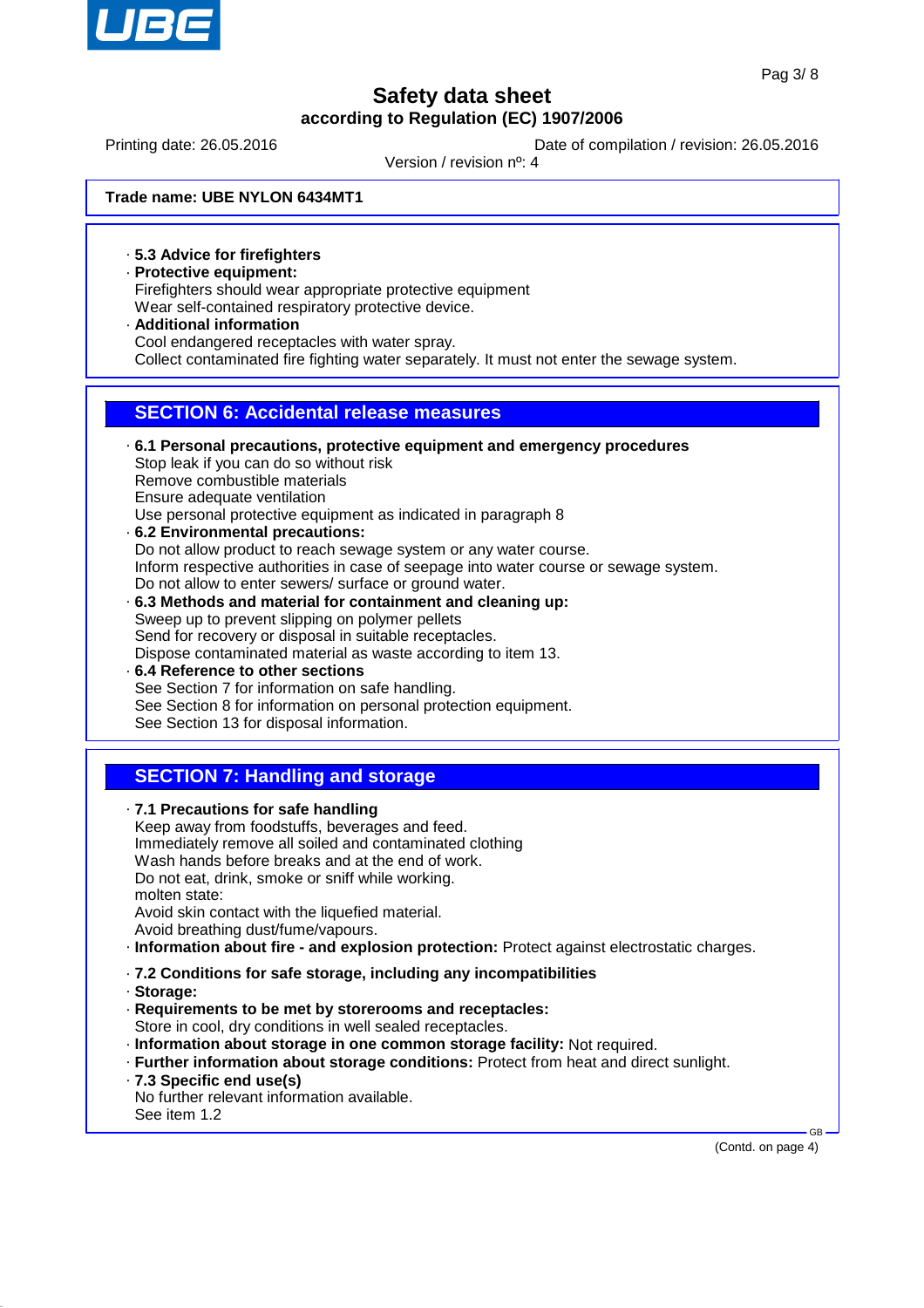**Trade name: UBE NYLON 6434MT1**

· **5.3 Advice for firefighters**
· **Protective equipment:**
Firefighters should wear appropriate protective equipment
Wear self-contained respiratory protective device.
· **Additional information**
Cool endangered receptacles with water spray.
Collect contaminated fire fighting water separately. It must not enter the sewage system.

## SECTION 6: Accidental release measures

· **6.1 Personal precautions, protective equipment and emergency procedures**
Stop leak if you can do so without risk
Remove combustible materials
Ensure adequate ventilation
Use personal protective equipment as indicated in paragraph 8
· **6.2 Environmental precautions:**
Do not allow product to reach sewage system or any water course.
Inform respective authorities in case of seepage into water course or sewage system.
Do not allow to enter sewers/ surface or ground water.
· **6.3 Methods and material for containment and cleaning up:**
Sweep up to prevent slipping on polymer pellets
Send for recovery or disposal in suitable receptacles.
Dispose contaminated material as waste according to item 13.
· **6.4 Reference to other sections**
See Section 7 for information on safe handling.
See Section 8 for information on personal protection equipment.
See Section 13 for disposal information.

## SECTION 7: Handling and storage

· **7.1 Precautions for safe handling**
Keep away from foodstuffs, beverages and feed.
Immediately remove all soiled and contaminated clothing
Wash hands before breaks and at the end of work.
Do not eat, drink, smoke or sniff while working.
molten state:
Avoid skin contact with the liquefied material.
Avoid breathing dust/fume/vapours.
· **Information about fire - and explosion protection:** Protect against electrostatic charges.

· **7.2 Conditions for safe storage, including any incompatibilities**
· **Storage:**
· **Requirements to be met by storerooms and receptacles:**
Store in cool, dry conditions in well sealed receptacles.
· **Information about storage in one common storage facility:** Not required.
· **Further information about storage conditions:** Protect from heat and direct sunlight.
· **7.3 Specific end use(s)**
No further relevant information available.
See item 1.2

(Contd. on page 4)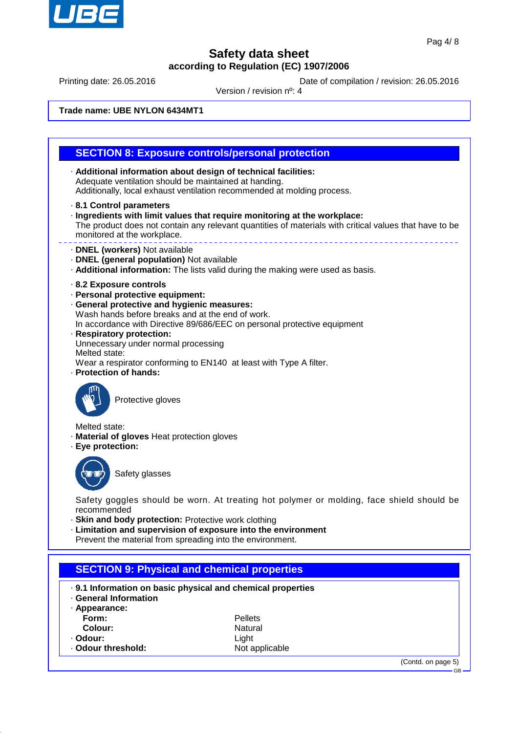**Trade name: UBE NYLON 6434MT1**

## SECTION 8: Exposure controls/personal protection

· **Additional information about design of technical facilities:**
Adequate ventilation should be maintained at handing.
Additionally, local exhaust ventilation recommended at molding process.

· **8.1 Control parameters**
· **Ingredients with limit values that require monitoring at the workplace:**
The product does not contain any relevant quantities of materials with critical values that have to be monitored at the workplace.

· **DNEL (workers)** Not available
· **DNEL (general population)** Not available
· **Additional information:** The lists valid during the making were used as basis.

· **8.2 Exposure controls**
· **Personal protective equipment:**
· **General protective and hygienic measures:**
Wash hands before breaks and at the end of work.
In accordance with Directive 89/686/EEC on personal protective equipment
· **Respiratory protection:**
Unnecessary under normal processing
Melted state:
Wear a respirator conforming to EN140 at least with Type A filter.
· **Protection of hands:**

Protective gloves

Melted state:
· **Material of gloves** Heat protection gloves
· **Eye protection:**

Safety glasses

Safety goggles should be worn. At treating hot polymer or molding, face shield should be recommended
· **Skin and body protection:** Protective work clothing
· **Limitation and supervision of exposure into the environment**
Prevent the material from spreading into the environment.

## SECTION 9: Physical and chemical properties

· **9.1 Information on basic physical and chemical properties**
· **General Information**
· **Appearance:**

| | |
|---|---|
| **Form:** | Pellets |
| **Colour:** | Natural |
| · **Odour:** | Light |
| · **Odour threshold:** | Not applicable |

(Contd. on page 5)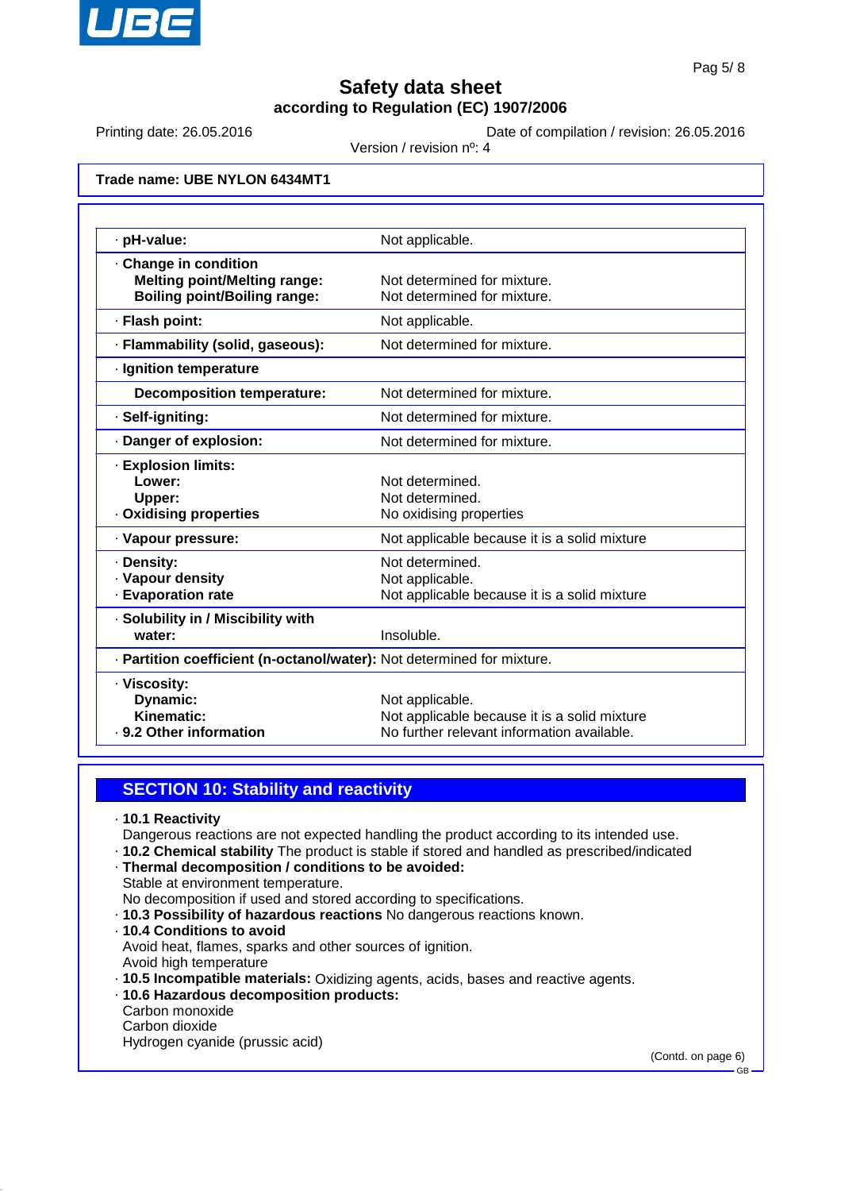**Trade name: UBE NYLON 6434MT1**

| | |
|---|---|
| · **pH-value:** | Not applicable. |
| · **Change in condition** | |
| **Melting point/Melting range:** | Not determined for mixture. |
| **Boiling point/Boiling range:** | Not determined for mixture. |
| · **Flash point:** | Not applicable. |
| · **Flammability (solid, gaseous):** | Not determined for mixture. |
| · **Ignition temperature** | |
| **Decomposition temperature:** | Not determined for mixture. |
| · **Self-igniting:** | Not determined for mixture. |
| · **Danger of explosion:** | Not determined for mixture. |
| · **Explosion limits:** | |
| **Lower:** | Not determined. |
| **Upper:** | Not determined. |
| · **Oxidising properties** | No oxidising properties |
| · **Vapour pressure:** | Not applicable because it is a solid mixture |
| · **Density:** | Not determined. |
| · **Vapour density** | Not applicable. |
| · **Evaporation rate** | Not applicable because it is a solid mixture |
| · **Solubility in / Miscibility with** | |
| **water:** | Insoluble. |
| · **Partition coefficient (n-octanol/water):** | Not determined for mixture. |
| · **Viscosity:** | |
| **Dynamic:** | Not applicable. |
| **Kinematic:** | Not applicable because it is a solid mixture |
| · **9.2 Other information** | No further relevant information available. |

## SECTION 10: Stability and reactivity

· **10.1 Reactivity**
Dangerous reactions are not expected handling the product according to its intended use.
· **10.2 Chemical stability** The product is stable if stored and handled as prescribed/indicated
· **Thermal decomposition / conditions to be avoided:**
Stable at environment temperature.
No decomposition if used and stored according to specifications.
· **10.3 Possibility of hazardous reactions** No dangerous reactions known.
· **10.4 Conditions to avoid**
Avoid heat, flames, sparks and other sources of ignition.
Avoid high temperature
· **10.5 Incompatible materials:** Oxidizing agents, acids, bases and reactive agents.
· **10.6 Hazardous decomposition products:**
Carbon monoxide
Carbon dioxide
Hydrogen cyanide (prussic acid)

(Contd. on page 6)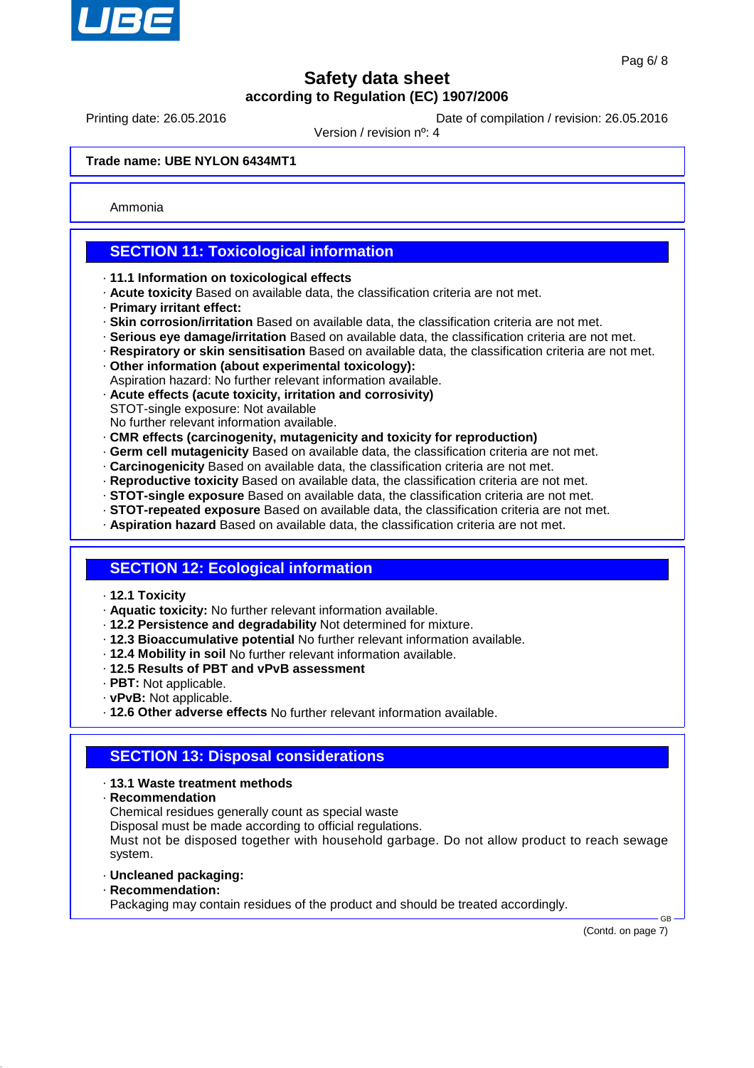Trade name: **UBE NYLON 6434MT1**

Ammonia

## SECTION 11: Toxicological information

- **11.1 Information on toxicological effects**
- **Acute toxicity** Based on available data, the classification criteria are not met.
- **Primary irritant effect:**
- **Skin corrosion/irritation** Based on available data, the classification criteria are not met.
- **Serious eye damage/irritation** Based on available data, the classification criteria are not met.
- **Respiratory or skin sensitisation** Based on available data, the classification criteria are not met.
- **Other information (about experimental toxicology):**
  Aspiration hazard: No further relevant information available.
- **Acute effects (acute toxicity, irritation and corrosivity)**
  STOT-single exposure: Not available
  No further relevant information available.
- **CMR effects (carcinogenity, mutagenicity and toxicity for reproduction)**
- **Germ cell mutagenicity** Based on available data, the classification criteria are not met.
- **Carcinogenicity** Based on available data, the classification criteria are not met.
- **Reproductive toxicity** Based on available data, the classification criteria are not met.
- **STOT-single exposure** Based on available data, the classification criteria are not met.
- **STOT-repeated exposure** Based on available data, the classification criteria are not met.
- **Aspiration hazard** Based on available data, the classification criteria are not met.

## SECTION 12: Ecological information

- **12.1 Toxicity**
- **Aquatic toxicity:** No further relevant information available.
- **12.2 Persistence and degradability** Not determined for mixture.
- **12.3 Bioaccumulative potential** No further relevant information available.
- **12.4 Mobility in soil** No further relevant information available.
- **12.5 Results of PBT and vPvB assessment**
- **PBT:** Not applicable.
- **vPvB:** Not applicable.
- **12.6 Other adverse effects** No further relevant information available.

## SECTION 13: Disposal considerations

- **13.1 Waste treatment methods**
- **Recommendation**
  Chemical residues generally count as special waste
  Disposal must be made according to official regulations.
  Must not be disposed together with household garbage. Do not allow product to reach sewage system.
- **Uncleaned packaging:**
- **Recommendation:**
  Packaging may contain residues of the product and should be treated accordingly.

(Contd. on page 7)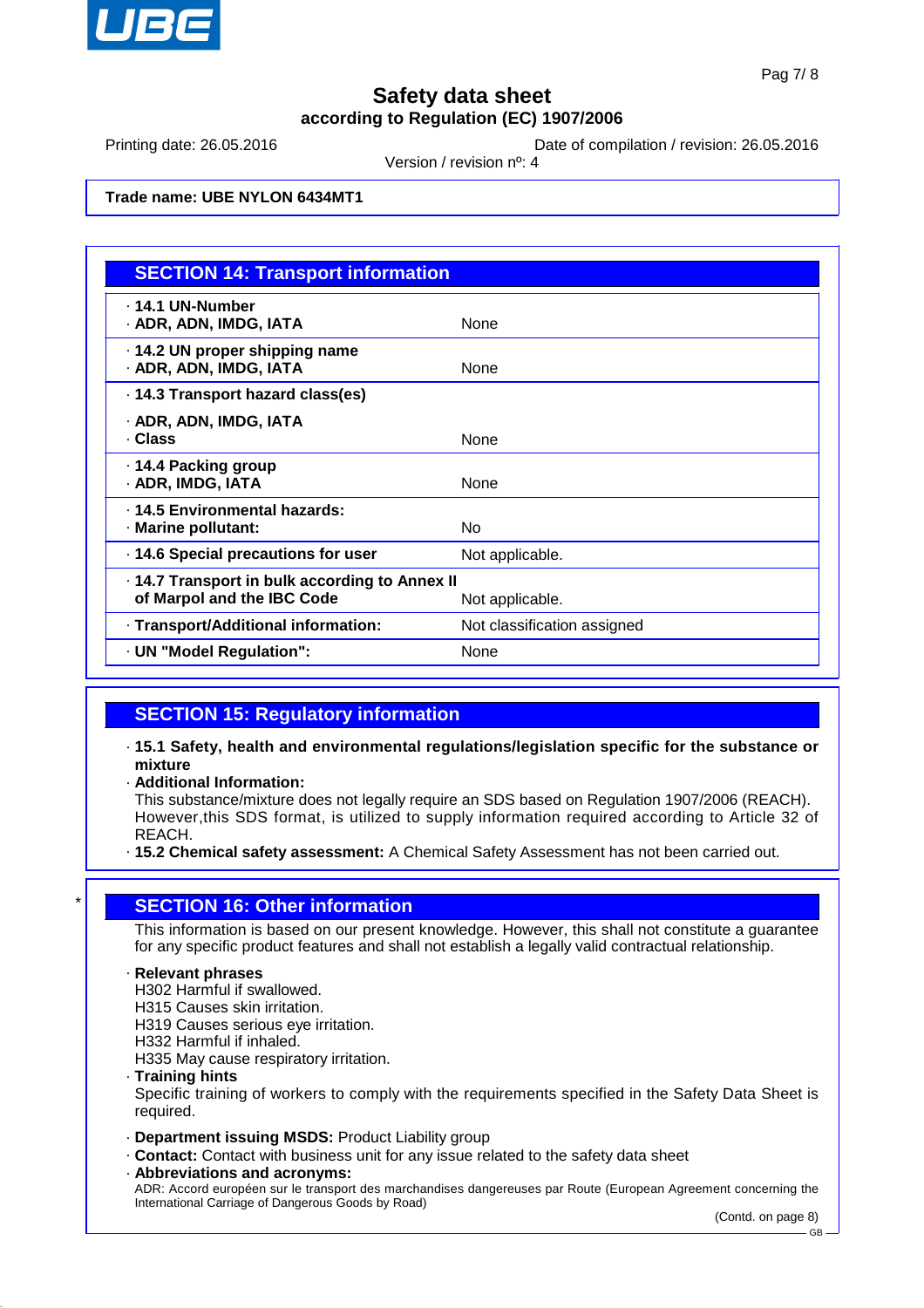Trade name: UBE NYLON 6434MT1

## SECTION 14: Transport information

| | |
|---|---|
| · **14.1 UN-Number** · **ADR, ADN, IMDG, IATA** | None |
| · **14.2 UN proper shipping name** · **ADR, ADN, IMDG, IATA** | None |
| · **14.3 Transport hazard class(es)** · **ADR, ADN, IMDG, IATA** · **Class** | None |
| · **14.4 Packing group** · **ADR, IMDG, IATA** | None |
| · **14.5 Environmental hazards:** · **Marine pollutant:** | No |
| · **14.6 Special precautions for user** | Not applicable. |
| · **14.7 Transport in bulk according to Annex II of Marpol and the IBC Code** | Not applicable. |
| · **Transport/Additional information:** | Not classification assigned |
| · **UN "Model Regulation":** | None |

## SECTION 15: Regulatory information

- **15.1 Safety, health and environmental regulations/legislation specific for the substance or mixture**
- **Additional Information:**
  This substance/mixture does not legally require an SDS based on Regulation 1907/2006 (REACH). However,this SDS format, is utilized to supply information required according to Article 32 of REACH.
- **15.2 Chemical safety assessment:** A Chemical Safety Assessment has not been carried out.

## SECTION 16: Other information

This information is based on our present knowledge. However, this shall not constitute a guarantee for any specific product features and shall not establish a legally valid contractual relationship.

- **Relevant phrases**
  H302 Harmful if swallowed.
  H315 Causes skin irritation.
  H319 Causes serious eye irritation.
  H332 Harmful if inhaled.
  H335 May cause respiratory irritation.
- **Training hints**
  Specific training of workers to comply with the requirements specified in the Safety Data Sheet is required.
- **Department issuing MSDS:** Product Liability group
- **Contact:** Contact with business unit for any issue related to the safety data sheet
- **Abbreviations and acronyms:**
  ADR: Accord européen sur le transport des marchandises dangereuses par Route (European Agreement concerning the International Carriage of Dangerous Goods by Road)

(Contd. on page 8)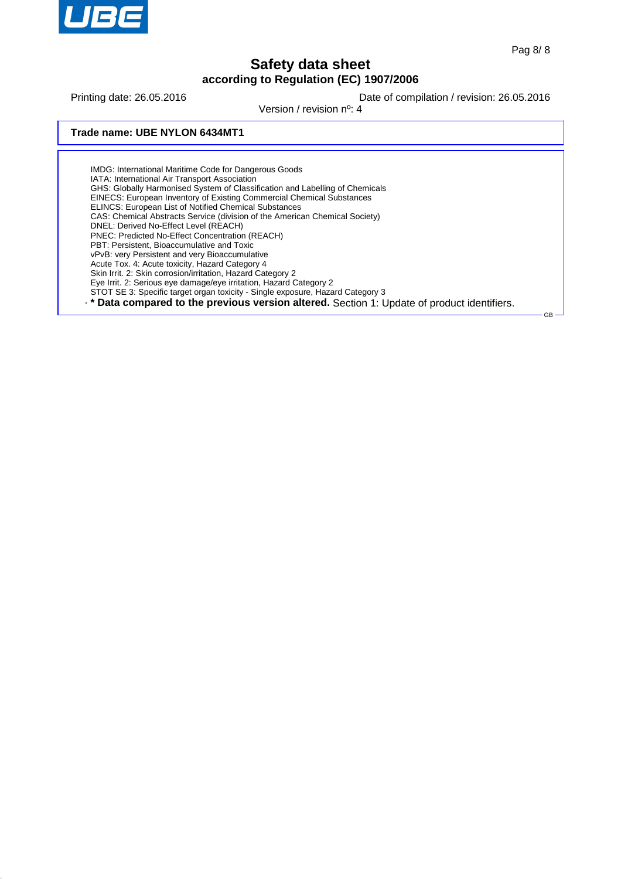IMDG: International Maritime Code for Dangerous Goods
IATA: International Air Transport Association
GHS: Globally Harmonised System of Classification and Labelling of Chemicals
EINECS: European Inventory of Existing Commercial Chemical Substances
ELINCS: European List of Notified Chemical Substances
CAS: Chemical Abstracts Service (division of the American Chemical Society)
DNEL: Derived No-Effect Level (REACH)
PNEC: Predicted No-Effect Concentration (REACH)
PBT: Persistent, Bioaccumulative and Toxic
vPvB: very Persistent and very Bioaccumulative
Acute Tox. 4: Acute toxicity, Hazard Category 4
Skin Irrit. 2: Skin corrosion/irritation, Hazard Category 2
Eye Irrit. 2: Serious eye damage/eye irritation, Hazard Category 2
STOT SE 3: Specific target organ toxicity - Single exposure, Hazard Category 3

· **\* Data compared to the previous version altered.** Section 1: Update of product identifiers.